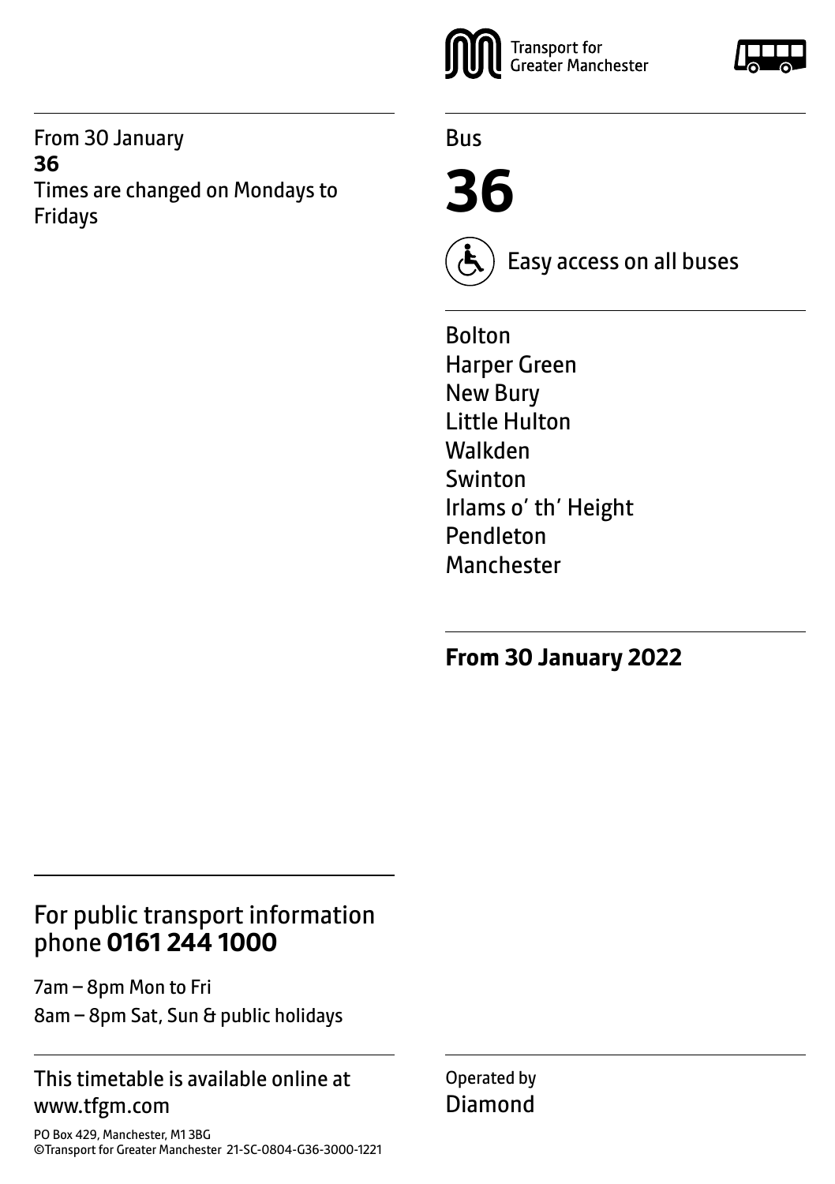From 30 January
**36**
Times are changed on Mondays to Fridays

Transport for Greater Manchester

Bus

# 36

Easy access on all buses

Bolton
Harper Green
New Bury
Little Hulton
Walkden
Swinton
Irlams o' th' Height
Pendleton
Manchester

**From 30 January 2022**

## For public transport information phone **0161 244 1000**

7am – 8pm Mon to Fri
8am – 8pm Sat, Sun & public holidays

This timetable is available online at www.tfgm.com

PO Box 429, Manchester, M1 3BG
©Transport for Greater Manchester 21-SC-0804-G36-3000-1221

Operated by
Diamond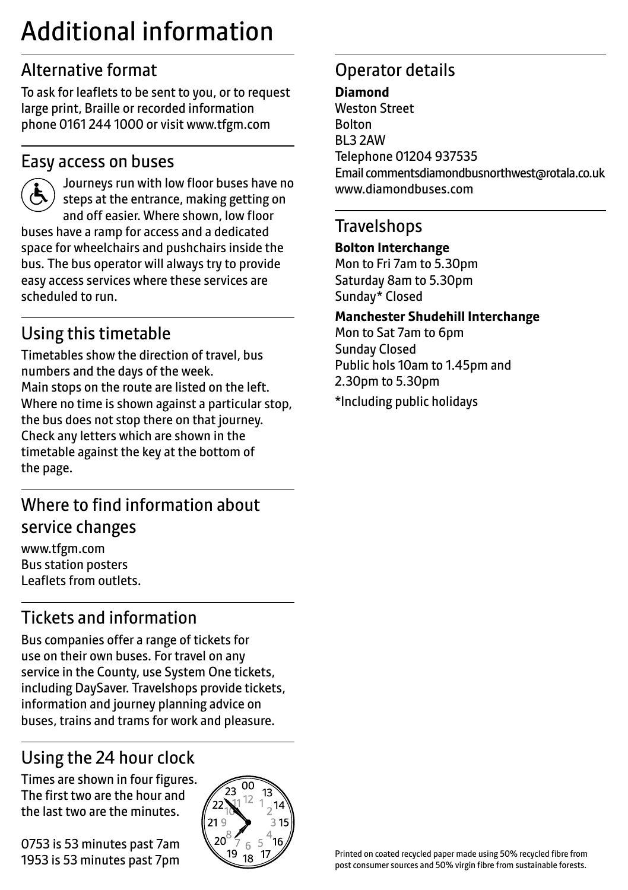# Additional information

## Alternative format

To ask for leaflets to be sent to you, or to request large print, Braille or recorded information phone 0161 244 1000 or visit www.tfgm.com

## Easy access on buses

Journeys run with low floor buses have no steps at the entrance, making getting on and off easier. Where shown, low floor buses have a ramp for access and a dedicated space for wheelchairs and pushchairs inside the bus. The bus operator will always try to provide easy access services where these services are scheduled to run.

## Using this timetable

Timetables show the direction of travel, bus numbers and the days of the week.
Main stops on the route are listed on the left. Where no time is shown against a particular stop, the bus does not stop there on that journey. Check any letters which are shown in the timetable against the key at the bottom of the page.

## Where to find information about service changes

www.tfgm.com
Bus station posters
Leaflets from outlets.

## Tickets and information

Bus companies offer a range of tickets for use on their own buses. For travel on any service in the County, use System One tickets, including DaySaver. Travelshops provide tickets, information and journey planning advice on buses, trains and trams for work and pleasure.

## Using the 24 hour clock

Times are shown in four figures. The first two are the hour and the last two are the minutes.

0753 is 53 minutes past 7am
1953 is 53 minutes past 7pm

## Operator details

**Diamond**
Weston Street
Bolton
BL3 2AW
Telephone 01204 937535
Email commentsdiamondbusnorthwest@rotala.co.uk
www.diamondbuses.com

## Travelshops

**Bolton Interchange**
Mon to Fri 7am to 5.30pm
Saturday 8am to 5.30pm
Sunday* Closed

**Manchester Shudehill Interchange**
Mon to Sat 7am to 6pm
Sunday Closed
Public hols 10am to 1.45pm and 2.30pm to 5.30pm

*Including public holidays

Printed on coated recycled paper made using 50% recycled fibre from post consumer sources and 50% virgin fibre from sustainable forests.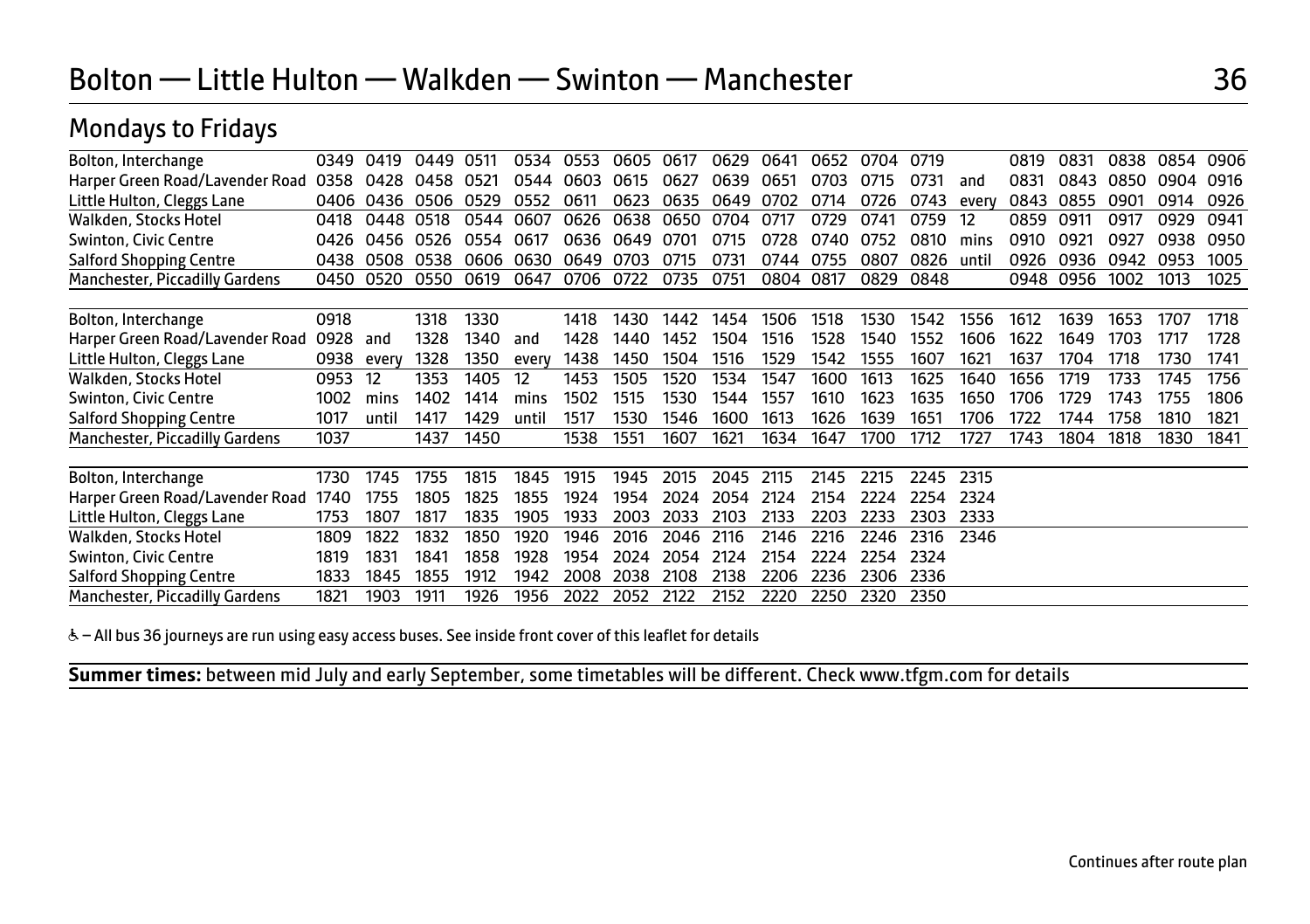# Bolton — Little Hulton — Walkden — Swinton — Manchester

## Mondays to Fridays

| Bolton, Interchange | 0349 | 0419 | 0449 | 0511 | 0534 | 0553 | 0605 | 0617 | 0629 | 0641 | 0652 | 0704 | 0719 | | 0819 | 0831 | 0838 | 0854 | 0906 |
|---|---|---|---|---|---|---|---|---|---|---|---|---|---|---|---|---|---|---|---|
| Harper Green Road/Lavender Road | 0358 | 0428 | 0458 | 0521 | 0544 | 0603 | 0615 | 0627 | 0639 | 0651 | 0703 | 0715 | 0731 | and | 0831 | 0843 | 0850 | 0904 | 0916 |
| Little Hulton, Cleggs Lane | 0406 | 0436 | 0506 | 0529 | 0552 | 0611 | 0623 | 0635 | 0649 | 0702 | 0714 | 0726 | 0743 | every | 0843 | 0855 | 0901 | 0914 | 0926 |
| Walkden, Stocks Hotel | 0418 | 0448 | 0518 | 0544 | 0607 | 0626 | 0638 | 0650 | 0704 | 0717 | 0729 | 0741 | 0759 | 12 | 0859 | 0911 | 0917 | 0929 | 0941 |
| Swinton, Civic Centre | 0426 | 0456 | 0526 | 0554 | 0617 | 0636 | 0649 | 0701 | 0715 | 0728 | 0740 | 0752 | 0810 | mins | 0910 | 0921 | 0927 | 0938 | 0950 |
| Salford Shopping Centre | 0438 | 0508 | 0538 | 0606 | 0630 | 0649 | 0703 | 0715 | 0731 | 0744 | 0755 | 0807 | 0826 | until | 0926 | 0936 | 0942 | 0953 | 1005 |
| Manchester, Piccadilly Gardens | 0450 | 0520 | 0550 | 0619 | 0647 | 0706 | 0722 | 0735 | 0751 | 0804 | 0817 | 0829 | 0848 | | 0948 | 0956 | 1002 | 1013 | 1025 |

| Bolton, Interchange | 0918 | | 1318 | 1330 | | 1418 | 1430 | 1442 | 1454 | 1506 | 1518 | 1530 | 1542 | 1556 | 1612 | 1639 | 1653 | 1707 | 1718 |
|---|---|---|---|---|---|---|---|---|---|---|---|---|---|---|---|---|---|---|---|
| Harper Green Road/Lavender Road | 0928 | and | 1328 | 1340 | and | 1428 | 1440 | 1452 | 1504 | 1516 | 1528 | 1540 | 1552 | 1606 | 1622 | 1649 | 1703 | 1717 | 1728 |
| Little Hulton, Cleggs Lane | 0938 | every | 1328 | 1350 | every | 1438 | 1450 | 1504 | 1516 | 1529 | 1542 | 1555 | 1607 | 1621 | 1637 | 1704 | 1718 | 1730 | 1741 |
| Walkden, Stocks Hotel | 0953 | 12 | 1353 | 1405 | 12 | 1453 | 1505 | 1520 | 1534 | 1547 | 1600 | 1613 | 1625 | 1640 | 1656 | 1719 | 1733 | 1745 | 1756 |
| Swinton, Civic Centre | 1002 | mins | 1402 | 1414 | mins | 1502 | 1515 | 1530 | 1544 | 1557 | 1610 | 1623 | 1635 | 1650 | 1706 | 1729 | 1743 | 1755 | 1806 |
| Salford Shopping Centre | 1017 | until | 1417 | 1429 | until | 1517 | 1530 | 1546 | 1600 | 1613 | 1626 | 1639 | 1651 | 1706 | 1722 | 1744 | 1758 | 1810 | 1821 |
| Manchester, Piccadilly Gardens | 1037 | | 1437 | 1450 | | 1538 | 1551 | 1607 | 1621 | 1634 | 1647 | 1700 | 1712 | 1727 | 1743 | 1804 | 1818 | 1830 | 1841 |

| Bolton, Interchange | 1730 | 1745 | 1755 | 1815 | 1845 | 1915 | 1945 | 2015 | 2045 | 2115 | 2145 | 2215 | 2245 | 2315 |
|---|---|---|---|---|---|---|---|---|---|---|---|---|---|---|
| Harper Green Road/Lavender Road | 1740 | 1755 | 1805 | 1825 | 1855 | 1924 | 1954 | 2024 | 2054 | 2124 | 2154 | 2224 | 2254 | 2324 |
| Little Hulton, Cleggs Lane | 1753 | 1807 | 1817 | 1835 | 1905 | 1933 | 2003 | 2033 | 2103 | 2133 | 2203 | 2233 | 2303 | 2333 |
| Walkden, Stocks Hotel | 1809 | 1822 | 1832 | 1850 | 1920 | 1946 | 2016 | 2046 | 2116 | 2146 | 2216 | 2246 | 2316 | 2346 |
| Swinton, Civic Centre | 1819 | 1831 | 1841 | 1858 | 1928 | 1954 | 2024 | 2054 | 2124 | 2154 | 2224 | 2254 | 2324 | |
| Salford Shopping Centre | 1833 | 1845 | 1855 | 1912 | 1942 | 2008 | 2038 | 2108 | 2138 | 2206 | 2236 | 2306 | 2336 | |
| Manchester, Piccadilly Gardens | 1821 | 1903 | 1911 | 1926 | 1956 | 2022 | 2052 | 2122 | 2152 | 2220 | 2250 | 2320 | 2350 | |

♿ – All bus 36 journeys are run using easy access buses. See inside front cover of this leaflet for details

**Summer times:** between mid July and early September, some timetables will be different. Check www.tfgm.com for details

Continues after route plan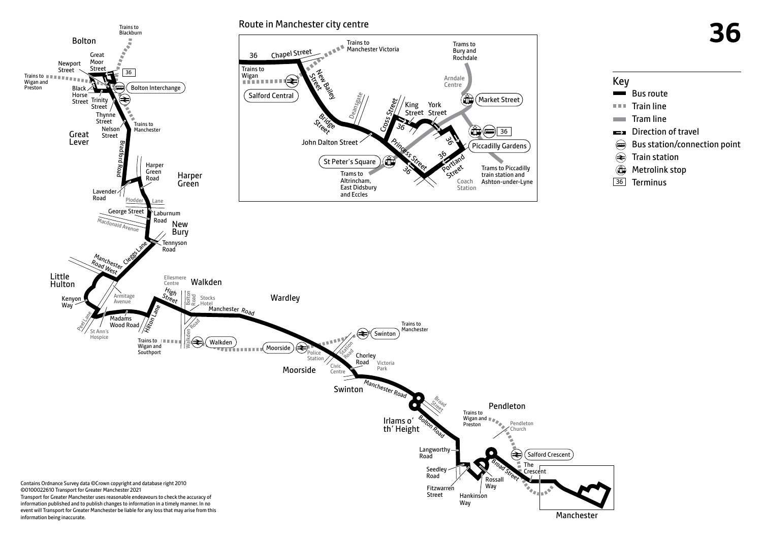# 36

## Route in Manchester city centre

## Key

- Bus route
- Train line
- Tram line
- Direction of travel
- Bus station/connection point
- Train station
- Metrolink stop
- 36 Terminus

Contains Ordnance Survey data ©Crown copyright and database right 2010
©0100022610 Transport for Greater Manchester 2021
Transport for Greater Manchester uses reasonable endeavours to check the accuracy of information published and to publish changes to information in a timely manner. In no event will Transport for Greater Manchester be liable for any loss that may arise from this information being inaccurate.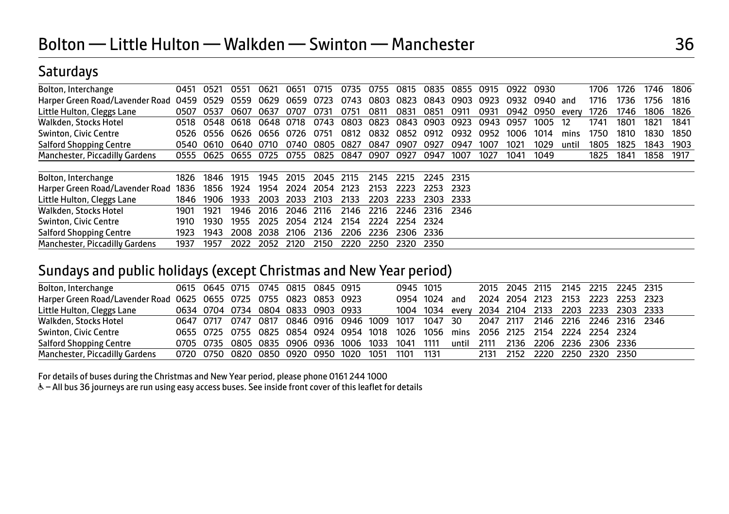# Bolton — Little Hulton — Walkden — Swinton — Manchester 36

## Saturdays

| Bolton, Interchange | 0451 | 0521 | 0551 | 0621 | 0651 | 0715 | 0735 | 0755 | 0815 | 0835 | 0855 | 0915 | 0922 | 0930 | | 1706 | 1726 | 1746 | 1806 |
|---|---|---|---|---|---|---|---|---|---|---|---|---|---|---|---|---|---|---|---|
| Harper Green Road/Lavender Road | 0459 | 0529 | 0559 | 0629 | 0659 | 0723 | 0743 | 0803 | 0823 | 0843 | 0903 | 0923 | 0932 | 0940 | and | 1716 | 1736 | 1756 | 1816 |
| Little Hulton, Cleggs Lane | 0507 | 0537 | 0607 | 0637 | 0707 | 0731 | 0751 | 0811 | 0831 | 0851 | 0911 | 0931 | 0942 | 0950 | every | 1726 | 1746 | 1806 | 1826 |
| Walkden, Stocks Hotel | 0518 | 0548 | 0618 | 0648 | 0718 | 0743 | 0803 | 0823 | 0843 | 0903 | 0923 | 0943 | 0957 | 1005 | 12 | 1741 | 1801 | 1821 | 1841 |
| Swinton, Civic Centre | 0526 | 0556 | 0626 | 0656 | 0726 | 0751 | 0812 | 0832 | 0852 | 0912 | 0932 | 0952 | 1006 | 1014 | mins | 1750 | 1810 | 1830 | 1850 |
| Salford Shopping Centre | 0540 | 0610 | 0640 | 0710 | 0740 | 0805 | 0827 | 0847 | 0907 | 0927 | 0947 | 1007 | 1021 | 1029 | until | 1805 | 1825 | 1843 | 1903 |
| Manchester, Piccadilly Gardens | 0555 | 0625 | 0655 | 0725 | 0755 | 0825 | 0847 | 0907 | 0927 | 0947 | 1007 | 1027 | 1041 | 1049 | | 1825 | 1841 | 1858 | 1917 |

| Bolton, Interchange | 1826 | 1846 | 1915 | 1945 | 2015 | 2045 | 2115 | 2145 | 2215 | 2245 | 2315 |
|---|---|---|---|---|---|---|---|---|---|---|---|
| Harper Green Road/Lavender Road | 1836 | 1856 | 1924 | 1954 | 2024 | 2054 | 2123 | 2153 | 2223 | 2253 | 2323 |
| Little Hulton, Cleggs Lane | 1846 | 1906 | 1933 | 2003 | 2033 | 2103 | 2133 | 2203 | 2233 | 2303 | 2333 |
| Walkden, Stocks Hotel | 1901 | 1921 | 1946 | 2016 | 2046 | 2116 | 2146 | 2216 | 2246 | 2316 | 2346 |
| Swinton, Civic Centre | 1910 | 1930 | 1955 | 2025 | 2054 | 2124 | 2154 | 2224 | 2254 | 2324 | |
| Salford Shopping Centre | 1923 | 1943 | 2008 | 2038 | 2106 | 2136 | 2206 | 2236 | 2306 | 2336 | |
| Manchester, Piccadilly Gardens | 1937 | 1957 | 2022 | 2052 | 2120 | 2150 | 2220 | 2250 | 2320 | 2350 | |

## Sundays and public holidays (except Christmas and New Year period)

| Bolton, Interchange | 0615 | 0645 | 0715 | 0745 | 0815 | 0845 | 0915 | | 0945 | 1015 | | 2015 | 2045 | 2115 | 2145 | 2215 | 2245 | 2315 |
|---|---|---|---|---|---|---|---|---|---|---|---|---|---|---|---|---|---|---|
| Harper Green Road/Lavender Road | 0625 | 0655 | 0725 | 0755 | 0823 | 0853 | 0923 | | 0954 | 1024 | and | 2024 | 2054 | 2123 | 2153 | 2223 | 2253 | 2323 |
| Little Hulton, Cleggs Lane | 0634 | 0704 | 0734 | 0804 | 0833 | 0903 | 0933 | | 1004 | 1034 | every | 2034 | 2104 | 2133 | 2203 | 2233 | 2303 | 2333 |
| Walkden, Stocks Hotel | 0647 | 0717 | 0747 | 0817 | 0846 | 0916 | 0946 | 1009 | 1017 | 1047 | 30 | 2047 | 2117 | 2146 | 2216 | 2246 | 2316 | 2346 |
| Swinton, Civic Centre | 0655 | 0725 | 0755 | 0825 | 0854 | 0924 | 0954 | 1018 | 1026 | 1056 | mins | 2056 | 2125 | 2154 | 2224 | 2254 | 2324 | |
| Salford Shopping Centre | 0705 | 0735 | 0805 | 0835 | 0906 | 0936 | 1006 | 1033 | 1041 | 1111 | until | 2111 | 2136 | 2206 | 2236 | 2306 | 2336 | |
| Manchester, Piccadilly Gardens | 0720 | 0750 | 0820 | 0850 | 0920 | 0950 | 1020 | 1051 | 1101 | 1131 | | 2131 | 2152 | 2220 | 2250 | 2320 | 2350 | |

For details of buses during the Christmas and New Year period, please phone 0161 244 1000

♿ – All bus 36 journeys are run using easy access buses. See inside front cover of this leaflet for details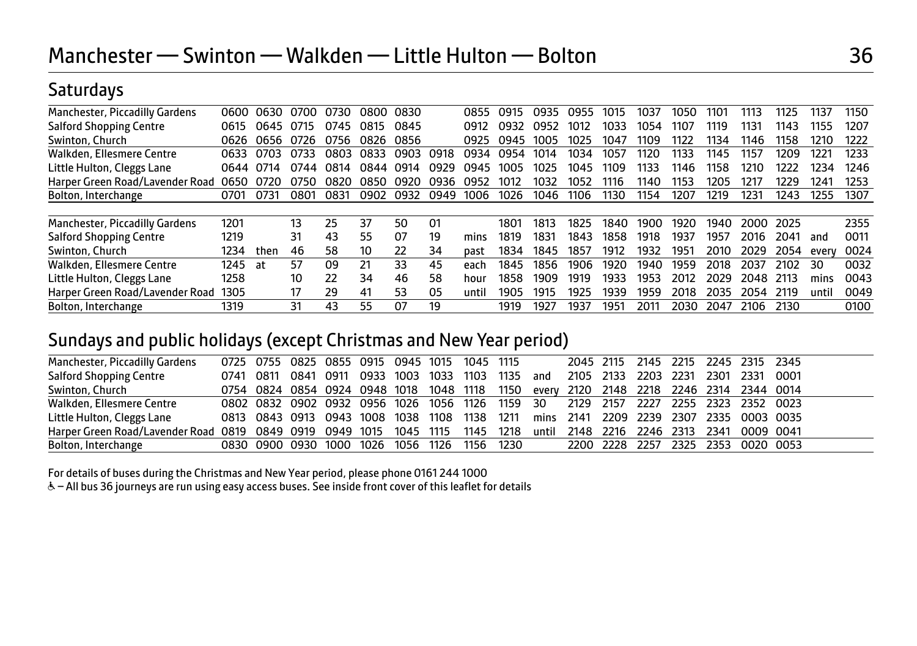# Manchester — Swinton — Walkden — Little Hulton — Bolton 36

## Saturdays

| | | | | | | | | | | | | | | | | | | | |
|---|---|---|---|---|---|---|---|---|---|---|---|---|---|---|---|---|---|---|---|
| Manchester, Piccadilly Gardens | 0600 | 0630 | 0700 | 0730 | 0800 | 0830 | | 0855 | 0915 | 0935 | 0955 | 1015 | 1037 | 1050 | 1101 | 1113 | 1125 | 1137 | 1150 |
| Salford Shopping Centre | 0615 | 0645 | 0715 | 0745 | 0815 | 0845 | | 0912 | 0932 | 0952 | 1012 | 1033 | 1054 | 1107 | 1119 | 1131 | 1143 | 1155 | 1207 |
| Swinton, Church | 0626 | 0656 | 0726 | 0756 | 0826 | 0856 | | 0925 | 0945 | 1005 | 1025 | 1047 | 1109 | 1122 | 1134 | 1146 | 1158 | 1210 | 1222 |
| Walkden, Ellesmere Centre | 0633 | 0703 | 0733 | 0803 | 0833 | 0903 | 0918 | 0934 | 0954 | 1014 | 1034 | 1057 | 1120 | 1133 | 1145 | 1157 | 1209 | 1221 | 1233 |
| Little Hulton, Cleggs Lane | 0644 | 0714 | 0744 | 0814 | 0844 | 0914 | 0929 | 0945 | 1005 | 1025 | 1045 | 1109 | 1133 | 1146 | 1158 | 1210 | 1222 | 1234 | 1246 |
| Harper Green Road/Lavender Road | 0650 | 0720 | 0750 | 0820 | 0850 | 0920 | 0936 | 0952 | 1012 | 1032 | 1052 | 1116 | 1140 | 1153 | 1205 | 1217 | 1229 | 1241 | 1253 |
| Bolton, Interchange | 0701 | 0731 | 0801 | 0831 | 0902 | 0932 | 0949 | 1006 | 1026 | 1046 | 1106 | 1130 | 1154 | 1207 | 1219 | 1231 | 1243 | 1255 | 1307 |

| | | | | | | | | | | | | | | | | | | | |
|---|---|---|---|---|---|---|---|---|---|---|---|---|---|---|---|---|---|---|---|
| Manchester, Piccadilly Gardens | 1201 | | 13 | 25 | 37 | 50 | 01 | | 1801 | 1813 | 1825 | 1840 | 1900 | 1920 | 1940 | 2000 | 2025 | | 2355 |
| Salford Shopping Centre | 1219 | | 31 | 43 | 55 | 07 | 19 | mins | 1819 | 1831 | 1843 | 1858 | 1918 | 1937 | 1957 | 2016 | 2041 | and | 0011 |
| Swinton, Church | 1234 | then | 46 | 58 | 10 | 22 | 34 | past | 1834 | 1845 | 1857 | 1912 | 1932 | 1951 | 2010 | 2029 | 2054 | every | 0024 |
| Walkden, Ellesmere Centre | 1245 | at | 57 | 09 | 21 | 33 | 45 | each | 1845 | 1856 | 1906 | 1920 | 1940 | 1959 | 2018 | 2037 | 2102 | 30 | 0032 |
| Little Hulton, Cleggs Lane | 1258 | | 10 | 22 | 34 | 46 | 58 | hour | 1858 | 1909 | 1919 | 1933 | 1953 | 2012 | 2029 | 2048 | 2113 | mins | 0043 |
| Harper Green Road/Lavender Road | 1305 | | 17 | 29 | 41 | 53 | 05 | until | 1905 | 1915 | 1925 | 1939 | 1959 | 2018 | 2035 | 2054 | 2119 | until | 0049 |
| Bolton, Interchange | 1319 | | 31 | 43 | 55 | 07 | 19 | | 1919 | 1927 | 1937 | 1951 | 2011 | 2030 | 2047 | 2106 | 2130 | | 0100 |

## Sundays and public holidays (except Christmas and New Year period)

| | | | | | | | | | | | | | | | | | |
|---|---|---|---|---|---|---|---|---|---|---|---|---|---|---|---|---|---|
| Manchester, Piccadilly Gardens | 0725 | 0755 | 0825 | 0855 | 0915 | 0945 | 1015 | 1045 | 1115 | | 2045 | 2115 | 2145 | 2215 | 2245 | 2315 | 2345 |
| Salford Shopping Centre | 0741 | 0811 | 0841 | 0911 | 0933 | 1003 | 1033 | 1103 | 1135 | and | 2105 | 2133 | 2203 | 2231 | 2301 | 2331 | 0001 |
| Swinton, Church | 0754 | 0824 | 0854 | 0924 | 0948 | 1018 | 1048 | 1118 | 1150 | every | 2120 | 2148 | 2218 | 2246 | 2314 | 2344 | 0014 |
| Walkden, Ellesmere Centre | 0802 | 0832 | 0902 | 0932 | 0956 | 1026 | 1056 | 1126 | 1159 | 30 | 2129 | 2157 | 2227 | 2255 | 2323 | 2352 | 0023 |
| Little Hulton, Cleggs Lane | 0813 | 0843 | 0913 | 0943 | 1008 | 1038 | 1108 | 1138 | 1211 | mins | 2141 | 2209 | 2239 | 2307 | 2335 | 0003 | 0035 |
| Harper Green Road/Lavender Road | 0819 | 0849 | 0919 | 0949 | 1015 | 1045 | 1115 | 1145 | 1218 | until | 2148 | 2216 | 2246 | 2313 | 2341 | 0009 | 0041 |
| Bolton, Interchange | 0830 | 0900 | 0930 | 1000 | 1026 | 1056 | 1126 | 1156 | 1230 | | 2200 | 2228 | 2257 | 2325 | 2353 | 0020 | 0053 |

For details of buses during the Christmas and New Year period, please phone 0161 244 1000

♿ – All bus 36 journeys are run using easy access buses. See inside front cover of this leaflet for details